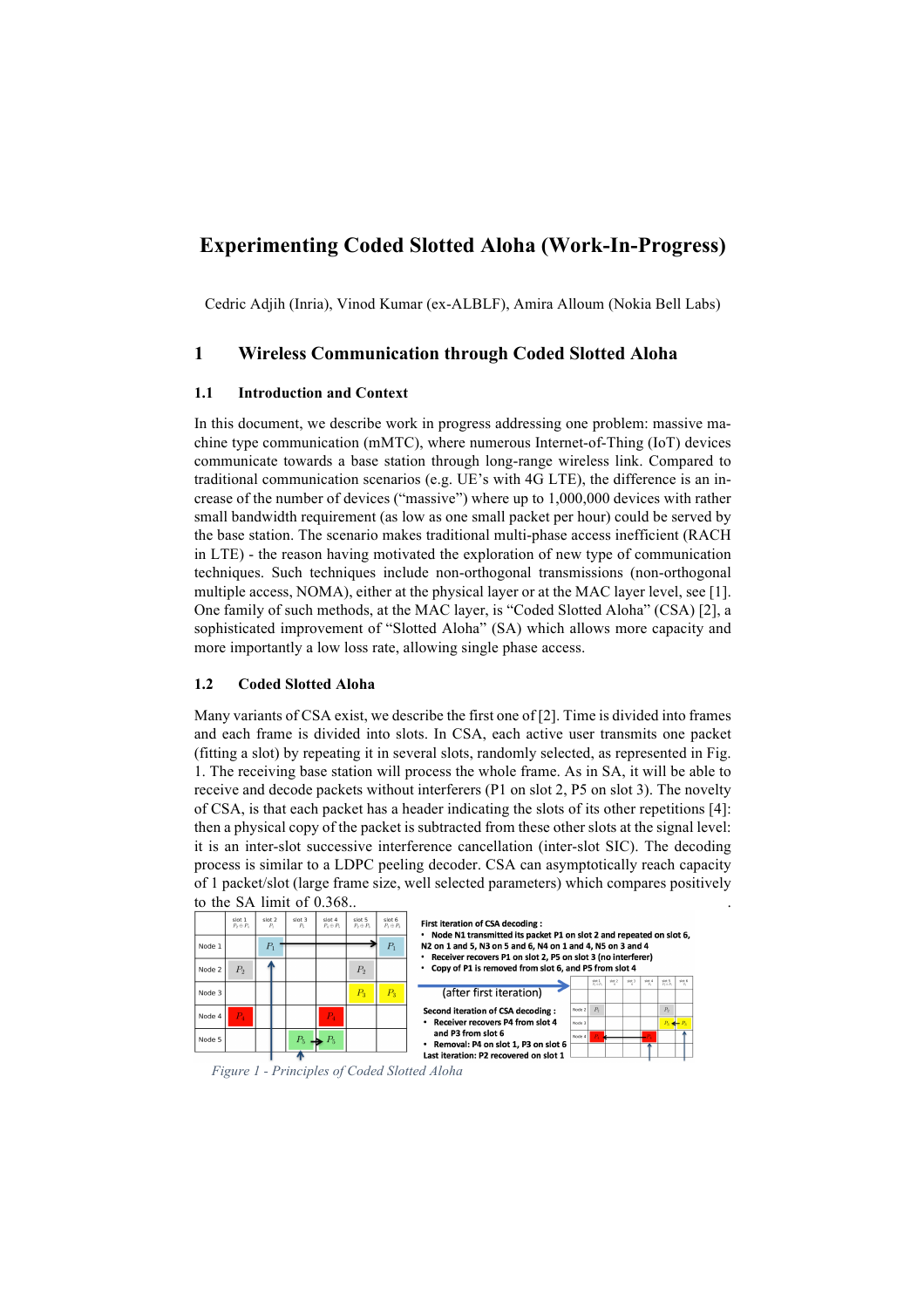# Experimenting Coded Slotted Aloha (Work-In-Progress)

Cedric Adjih (Inria), Vinod Kumar (ex-ALBLF), Amira Alloum (Nokia Bell Labs)

## 1 Wireless Communication through Coded Slotted Aloha

### 1.1 Introduction and Context

In this document, we describe work in progress addressing one problem: massive machine type communication (mMTC), where numerous Internet-of-Thing (IoT) devices communicate towards a base station through long-range wireless link. Compared to traditional communication scenarios (e.g. UE's with 4G LTE), the difference is an increase of the number of devices ("massive") where up to 1,000,000 devices with rather small bandwidth requirement (as low as one small packet per hour) could be served by the base station. The scenario makes traditional multi-phase access inefficient (RACH in LTE) - the reason having motivated the exploration of new type of communication techniques. Such techniques include non-orthogonal transmissions (non-orthogonal multiple access, NOMA), either at the physical layer or at the MAC layer level, see [1]. One family of such methods, at the MAC layer, is "Coded Slotted Aloha" (CSA) [2], a sophisticated improvement of "Slotted Aloha" (SA) which allows more capacity and more importantly a low loss rate, allowing single phase access.

### 1.2 Coded Slotted Aloha

Many variants of CSA exist, we describe the first one of [2]. Time is divided into frames and each frame is divided into slots. In CSA, each active user transmits one packet (fitting a slot) by repeating it in several slots, randomly selected, as represented in Fig. 1. The receiving base station will process the whole frame. As in SA, it will be able to receive and decode packets without interferers (P1 on slot 2, P5 on slot 3). The novelty of CSA, is that each packet has a header indicating the slots of its other repetitions [4]: then a physical copy of the packet is subtracted from these other slots at the signal level: it is an inter-slot successive interference cancellation (inter-slot SIC). The decoding process is similar to a LDPC peeling decoder. CSA can asymptotically reach capacity of 1 packet/slot (large frame size, well selected parameters) which compares positively to the SA limit of 0.368..

*Figure 1 - Principles of Coded Slotted Aloha*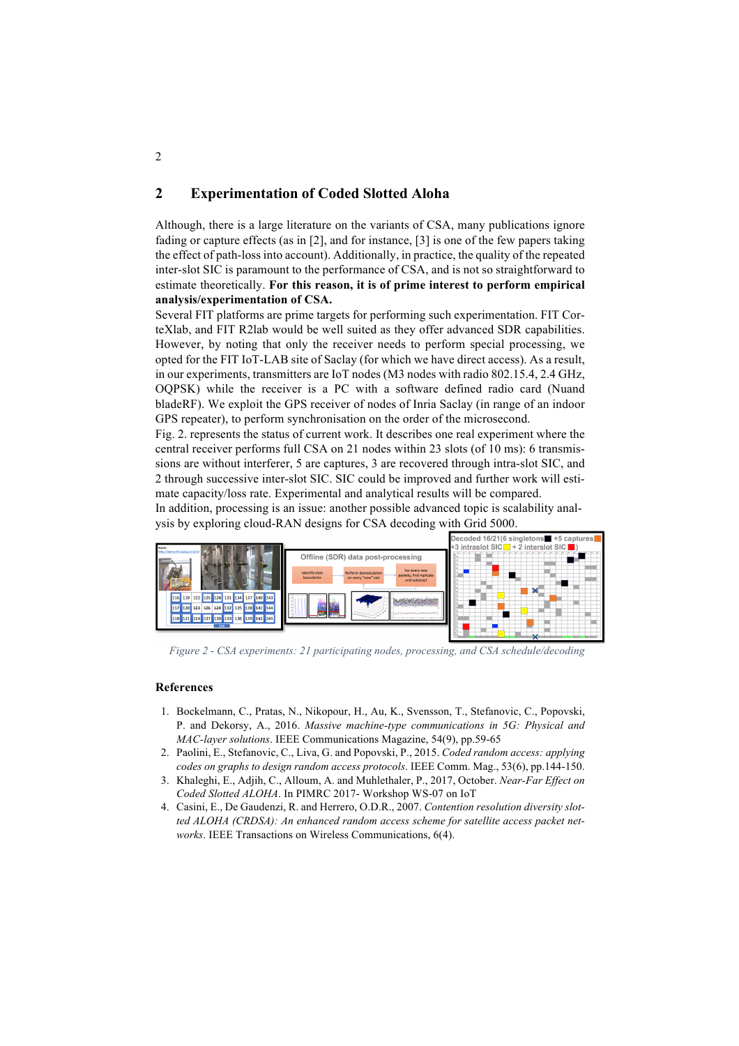## 2 Experimentation of Coded Slotted Aloha

Although, there is a large literature on the variants of CSA, many publications ignore fading or capture effects (as in [2], and for instance, [3] is one of the few papers taking the effect of path-loss into account). Additionally, in practice, the quality of the repeated inter-slot SIC is paramount to the performance of CSA, and is not so straightforward to estimate theoretically. **For this reason, it is of prime interest to perform empirical analysis/experimentation of CSA.**

Several FIT platforms are prime targets for performing such experimentation. FIT CorteXlab, and FIT R2lab would be well suited as they offer advanced SDR capabilities. However, by noting that only the receiver needs to perform special processing, we opted for the FIT IoT-LAB site of Saclay (for which we have direct access). As a result, in our experiments, transmitters are IoT nodes (M3 nodes with radio 802.15.4, 2.4 GHz, OQPSK) while the receiver is a PC with a software defined radio card (Nuand bladeRF). We exploit the GPS receiver of nodes of Inria Saclay (in range of an indoor GPS repeater), to perform synchronisation on the order of the microsecond.

Fig. 2. represents the status of current work. It describes one real experiment where the central receiver performs full CSA on 21 nodes within 23 slots (of 10 ms): 6 transmissions are without interferer, 5 are captures, 3 are recovered through intra-slot SIC, and 2 through successive inter-slot SIC. SIC could be improved and further work will estimate capacity/loss rate. Experimental and analytical results will be compared.

In addition, processing is an issue: another possible advanced topic is scalability analysis by exploring cloud-RAN designs for CSA decoding with Grid 5000.

*Figure 2 - CSA experiments: 21 participating nodes, processing, and CSA schedule/decoding*

### References

1. Bockelmann, C., Pratas, N., Nikopour, H., Au, K., Svensson, T., Stefanovic, C., Popovski, P. and Dekorsy, A., 2016. *Massive machine-type communications in 5G: Physical and MAC-layer solutions*. IEEE Communications Magazine, 54(9), pp.59-65
2. Paolini, E., Stefanovic, C., Liva, G. and Popovski, P., 2015. *Coded random access: applying codes on graphs to design random access protocols*. IEEE Comm. Mag., 53(6), pp.144-150.
3. Khaleghi, E., Adjih, C., Alloum, A. and Muhlethaler, P., 2017, October. *Near-Far Effect on Coded Slotted ALOHA*. In PIMRC 2017- Workshop WS-07 on IoT
4. Casini, E., De Gaudenzi, R. and Herrero, O.D.R., 2007. *Contention resolution diversity slotted ALOHA (CRDSA): An enhanced random access scheme for satellite access packet networks*. IEEE Transactions on Wireless Communications, 6(4).